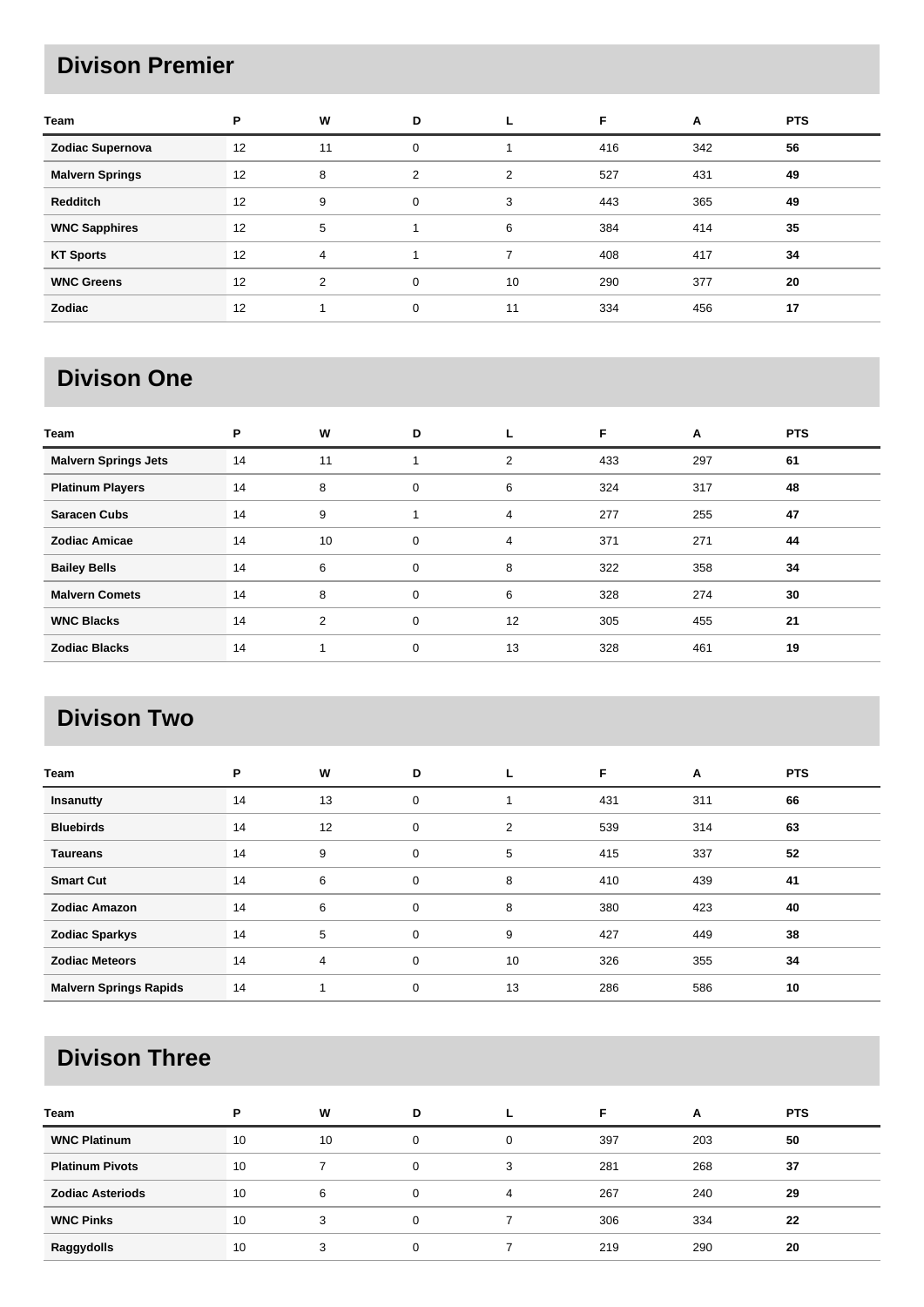## Divison Premier

| Team | P | W | D | L | F | A | PTS |
|---|---|---|---|---|---|---|---|
| **Zodiac Supernova** | 12 | 11 | 0 | 1 | 416 | 342 | **56** |
| **Malvern Springs** | 12 | 8 | 2 | 2 | 527 | 431 | **49** |
| **Redditch** | 12 | 9 | 0 | 3 | 443 | 365 | **49** |
| **WNC Sapphires** | 12 | 5 | 1 | 6 | 384 | 414 | **35** |
| **KT Sports** | 12 | 4 | 1 | 7 | 408 | 417 | **34** |
| **WNC Greens** | 12 | 2 | 0 | 10 | 290 | 377 | **20** |
| **Zodiac** | 12 | 1 | 0 | 11 | 334 | 456 | **17** |

## Divison One

| Team | P | W | D | L | F | A | PTS |
|---|---|---|---|---|---|---|---|
| **Malvern Springs Jets** | 14 | 11 | 1 | 2 | 433 | 297 | **61** |
| **Platinum Players** | 14 | 8 | 0 | 6 | 324 | 317 | **48** |
| **Saracen Cubs** | 14 | 9 | 1 | 4 | 277 | 255 | **47** |
| **Zodiac Amicae** | 14 | 10 | 0 | 4 | 371 | 271 | **44** |
| **Bailey Bells** | 14 | 6 | 0 | 8 | 322 | 358 | **34** |
| **Malvern Comets** | 14 | 8 | 0 | 6 | 328 | 274 | **30** |
| **WNC Blacks** | 14 | 2 | 0 | 12 | 305 | 455 | **21** |
| **Zodiac Blacks** | 14 | 1 | 0 | 13 | 328 | 461 | **19** |

## Divison Two

| Team | P | W | D | L | F | A | PTS |
|---|---|---|---|---|---|---|---|
| **Insanutty** | 14 | 13 | 0 | 1 | 431 | 311 | **66** |
| **Bluebirds** | 14 | 12 | 0 | 2 | 539 | 314 | **63** |
| **Taureans** | 14 | 9 | 0 | 5 | 415 | 337 | **52** |
| **Smart Cut** | 14 | 6 | 0 | 8 | 410 | 439 | **41** |
| **Zodiac Amazon** | 14 | 6 | 0 | 8 | 380 | 423 | **40** |
| **Zodiac Sparkys** | 14 | 5 | 0 | 9 | 427 | 449 | **38** |
| **Zodiac Meteors** | 14 | 4 | 0 | 10 | 326 | 355 | **34** |
| **Malvern Springs Rapids** | 14 | 1 | 0 | 13 | 286 | 586 | **10** |

## Divison Three

| Team | P | W | D | L | F | A | PTS |
|---|---|---|---|---|---|---|---|
| **WNC Platinum** | 10 | 10 | 0 | 0 | 397 | 203 | **50** |
| **Platinum Pivots** | 10 | 7 | 0 | 3 | 281 | 268 | **37** |
| **Zodiac Asteriods** | 10 | 6 | 0 | 4 | 267 | 240 | **29** |
| **WNC Pinks** | 10 | 3 | 0 | 7 | 306 | 334 | **22** |
| **Raggydolls** | 10 | 3 | 0 | 7 | 219 | 290 | **20** |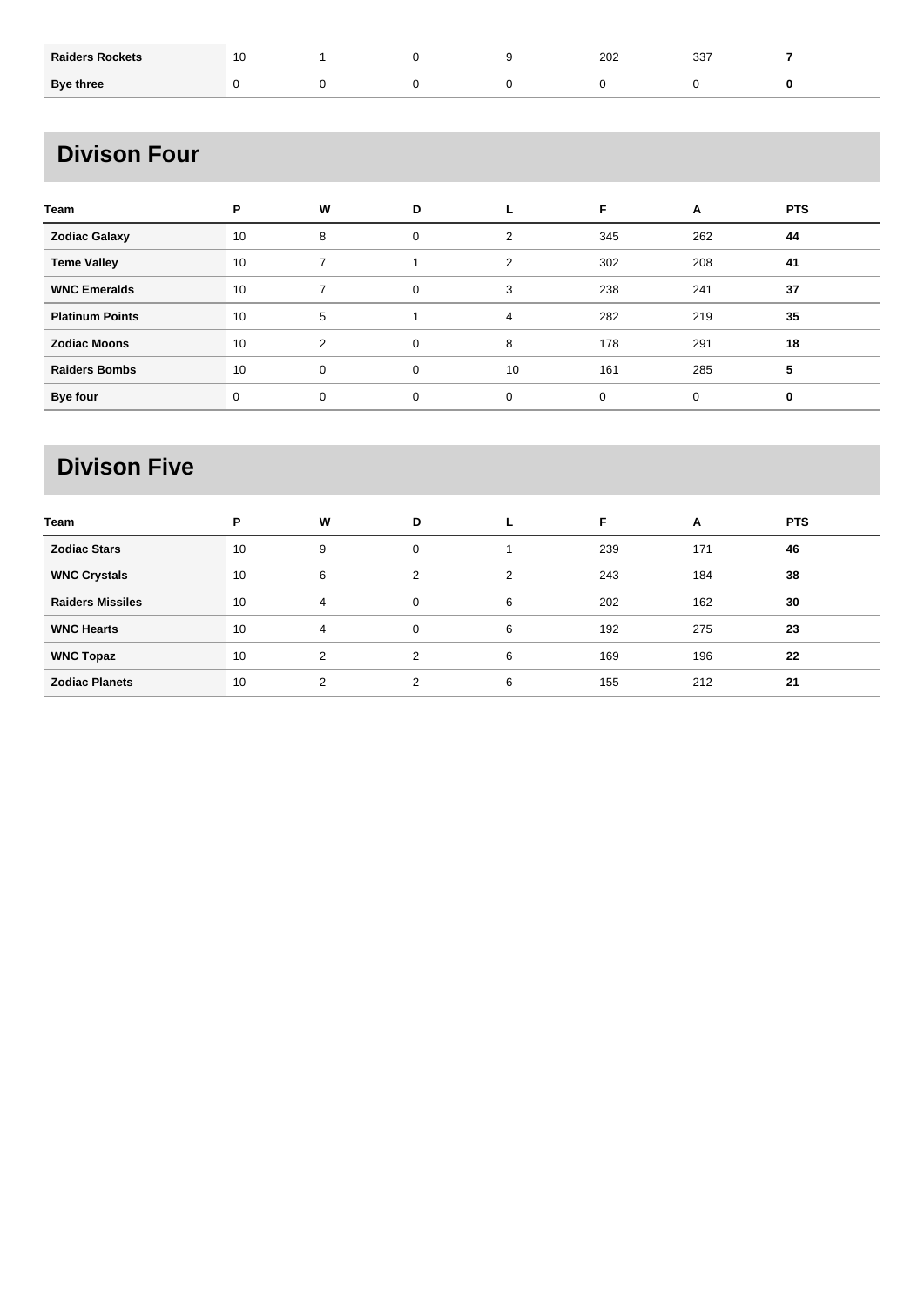| | | | | | | | |
|---|---|---|---|---|---|---|---|
| **Raiders Rockets** | 10 | 1 | 0 | 9 | 202 | 337 | **7** |
| **Bye three** | 0 | 0 | 0 | 0 | 0 | 0 | **0** |

## Divison Four

| Team | P | W | D | L | F | A | PTS |
|---|---|---|---|---|---|---|---|
| **Zodiac Galaxy** | 10 | 8 | 0 | 2 | 345 | 262 | **44** |
| **Teme Valley** | 10 | 7 | 1 | 2 | 302 | 208 | **41** |
| **WNC Emeralds** | 10 | 7 | 0 | 3 | 238 | 241 | **37** |
| **Platinum Points** | 10 | 5 | 1 | 4 | 282 | 219 | **35** |
| **Zodiac Moons** | 10 | 2 | 0 | 8 | 178 | 291 | **18** |
| **Raiders Bombs** | 10 | 0 | 0 | 10 | 161 | 285 | **5** |
| **Bye four** | 0 | 0 | 0 | 0 | 0 | 0 | **0** |

## Divison Five

| Team | P | W | D | L | F | A | PTS |
|---|---|---|---|---|---|---|---|
| **Zodiac Stars** | 10 | 9 | 0 | 1 | 239 | 171 | **46** |
| **WNC Crystals** | 10 | 6 | 2 | 2 | 243 | 184 | **38** |
| **Raiders Missiles** | 10 | 4 | 0 | 6 | 202 | 162 | **30** |
| **WNC Hearts** | 10 | 4 | 0 | 6 | 192 | 275 | **23** |
| **WNC Topaz** | 10 | 2 | 2 | 6 | 169 | 196 | **22** |
| **Zodiac Planets** | 10 | 2 | 2 | 6 | 155 | 212 | **21** |